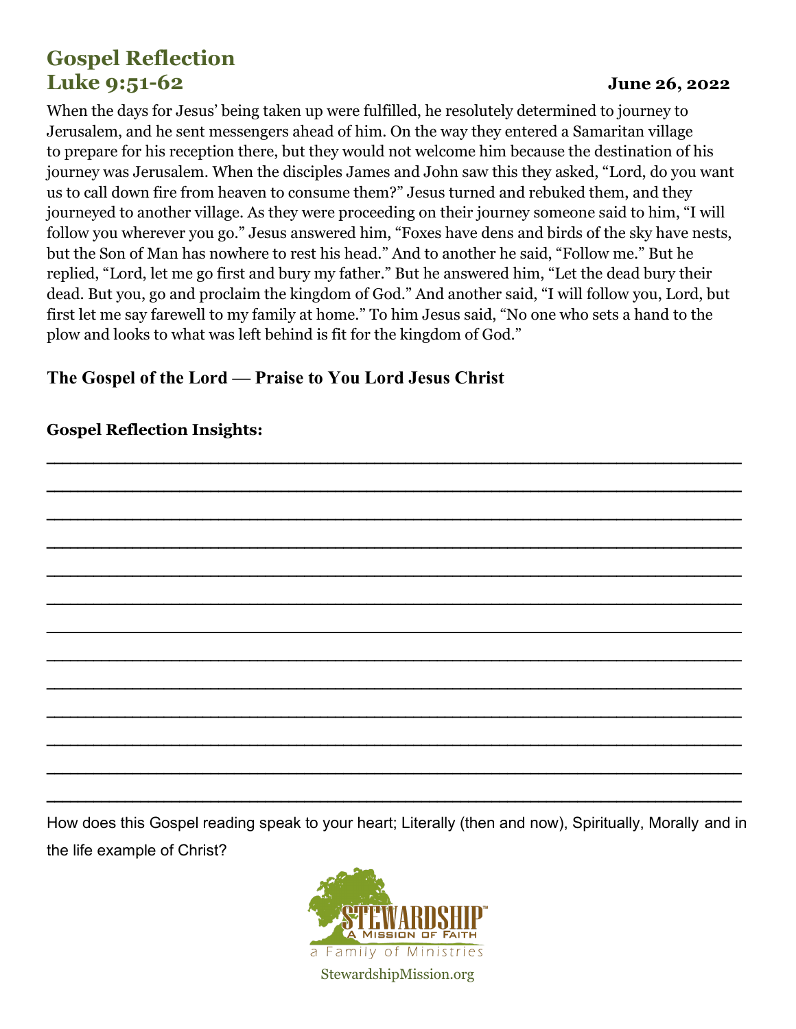# Gospel Reflection
## Luke 9:51-62

**June 26, 2022**

When the days for Jesus' being taken up were fulfilled, he resolutely determined to journey to Jerusalem, and he sent messengers ahead of him. On the way they entered a Samaritan village to prepare for his reception there, but they would not welcome him because the destination of his journey was Jerusalem. When the disciples James and John saw this they asked, "Lord, do you want us to call down fire from heaven to consume them?" Jesus turned and rebuked them, and they journeyed to another village. As they were proceeding on their journey someone said to him, "I will follow you wherever you go." Jesus answered him, "Foxes have dens and birds of the sky have nests, but the Son of Man has nowhere to rest his head." And to another he said, "Follow me." But he replied, "Lord, let me go first and bury my father." But he answered him, "Let the dead bury their dead. But you, go and proclaim the kingdom of God." And another said, "I will follow you, Lord, but first let me say farewell to my family at home." To him Jesus said, "No one who sets a hand to the plow and looks to what was left behind is fit for the kingdom of God."

**The Gospel of the Lord — Praise to You Lord Jesus Christ**

**Gospel Reflection Insights:**

\_\_\_\_\_\_\_\_\_\_\_\_\_\_\_\_\_\_\_\_\_\_\_\_\_\_\_\_\_\_\_\_\_\_\_\_\_\_\_\_\_\_\_\_\_\_\_\_\_\_\_\_\_\_\_\_\_\_\_\_

\_\_\_\_\_\_\_\_\_\_\_\_\_\_\_\_\_\_\_\_\_\_\_\_\_\_\_\_\_\_\_\_\_\_\_\_\_\_\_\_\_\_\_\_\_\_\_\_\_\_\_\_\_\_\_\_\_\_\_\_

\_\_\_\_\_\_\_\_\_\_\_\_\_\_\_\_\_\_\_\_\_\_\_\_\_\_\_\_\_\_\_\_\_\_\_\_\_\_\_\_\_\_\_\_\_\_\_\_\_\_\_\_\_\_\_\_\_\_\_\_

\_\_\_\_\_\_\_\_\_\_\_\_\_\_\_\_\_\_\_\_\_\_\_\_\_\_\_\_\_\_\_\_\_\_\_\_\_\_\_\_\_\_\_\_\_\_\_\_\_\_\_\_\_\_\_\_\_\_\_\_

\_\_\_\_\_\_\_\_\_\_\_\_\_\_\_\_\_\_\_\_\_\_\_\_\_\_\_\_\_\_\_\_\_\_\_\_\_\_\_\_\_\_\_\_\_\_\_\_\_\_\_\_\_\_\_\_\_\_\_\_

\_\_\_\_\_\_\_\_\_\_\_\_\_\_\_\_\_\_\_\_\_\_\_\_\_\_\_\_\_\_\_\_\_\_\_\_\_\_\_\_\_\_\_\_\_\_\_\_\_\_\_\_\_\_\_\_\_\_\_\_

\_\_\_\_\_\_\_\_\_\_\_\_\_\_\_\_\_\_\_\_\_\_\_\_\_\_\_\_\_\_\_\_\_\_\_\_\_\_\_\_\_\_\_\_\_\_\_\_\_\_\_\_\_\_\_\_\_\_\_\_

\_\_\_\_\_\_\_\_\_\_\_\_\_\_\_\_\_\_\_\_\_\_\_\_\_\_\_\_\_\_\_\_\_\_\_\_\_\_\_\_\_\_\_\_\_\_\_\_\_\_\_\_\_\_\_\_\_\_\_\_

\_\_\_\_\_\_\_\_\_\_\_\_\_\_\_\_\_\_\_\_\_\_\_\_\_\_\_\_\_\_\_\_\_\_\_\_\_\_\_\_\_\_\_\_\_\_\_\_\_\_\_\_\_\_\_\_\_\_\_\_

\_\_\_\_\_\_\_\_\_\_\_\_\_\_\_\_\_\_\_\_\_\_\_\_\_\_\_\_\_\_\_\_\_\_\_\_\_\_\_\_\_\_\_\_\_\_\_\_\_\_\_\_\_\_\_\_\_\_\_\_

\_\_\_\_\_\_\_\_\_\_\_\_\_\_\_\_\_\_\_\_\_\_\_\_\_\_\_\_\_\_\_\_\_\_\_\_\_\_\_\_\_\_\_\_\_\_\_\_\_\_\_\_\_\_\_\_\_\_\_\_

\_\_\_\_\_\_\_\_\_\_\_\_\_\_\_\_\_\_\_\_\_\_\_\_\_\_\_\_\_\_\_\_\_\_\_\_\_\_\_\_\_\_\_\_\_\_\_\_\_\_\_\_\_\_\_\_\_\_\_\_

\_\_\_\_\_\_\_\_\_\_\_\_\_\_\_\_\_\_\_\_\_\_\_\_\_\_\_\_\_\_\_\_\_\_\_\_\_\_\_\_\_\_\_\_\_\_\_\_\_\_\_\_\_\_\_\_\_\_\_\_

How does this Gospel reading speak to your heart; Literally (then and now), Spiritually, Morally and in the life example of Christ?

STEWARDSHIP™
A Mission of Faith
a Family of Ministries

StewardshipMission.org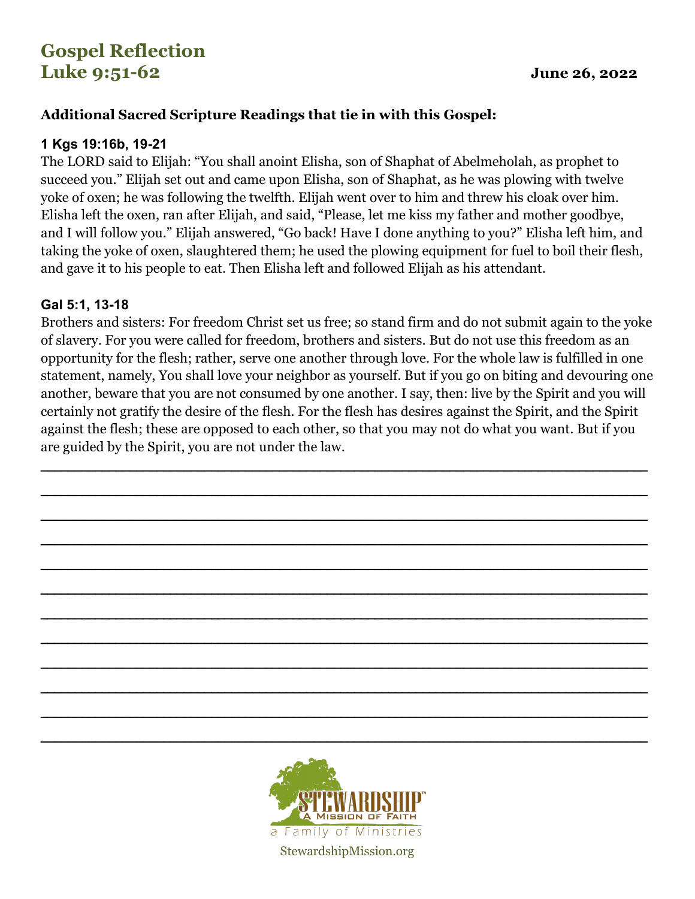# Gospel Reflection
## Luke 9:51-62

**June 26, 2022**

**Additional Sacred Scripture Readings that tie in with this Gospel:**

**1 Kgs 19:16b, 19-21**

The LORD said to Elijah: "You shall anoint Elisha, son of Shaphat of Abelmeholah, as prophet to succeed you." Elijah set out and came upon Elisha, son of Shaphat, as he was plowing with twelve yoke of oxen; he was following the twelfth. Elijah went over to him and threw his cloak over him. Elisha left the oxen, ran after Elijah, and said, "Please, let me kiss my father and mother goodbye, and I will follow you." Elijah answered, "Go back! Have I done anything to you?" Elisha left him, and taking the yoke of oxen, slaughtered them; he used the plowing equipment for fuel to boil their flesh, and gave it to his people to eat. Then Elisha left and followed Elijah as his attendant.

**Gal 5:1, 13-18**

Brothers and sisters: For freedom Christ set us free; so stand firm and do not submit again to the yoke of slavery. For you were called for freedom, brothers and sisters. But do not use this freedom as an opportunity for the flesh; rather, serve one another through love. For the whole law is fulfilled in one statement, namely, You shall love your neighbor as yourself. But if you go on biting and devouring one another, beware that you are not consumed by one another. I say, then: live by the Spirit and you will certainly not gratify the desire of the flesh. For the flesh has desires against the Spirit, and the Spirit against the flesh; these are opposed to each other, so that you may not do what you want. But if you are guided by the Spirit, you are not under the law.

STEWARDSHIP™
A Mission of Faith
a Family of Ministries

StewardshipMission.org